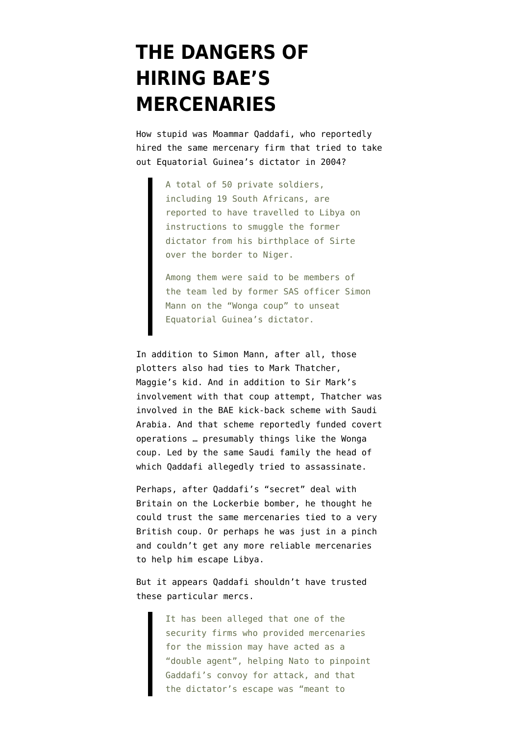# THE DANGERS OF HIRING BAE'S MERCENARIES

How stupid was Moammar Qaddafi, who reportedly hired the same mercenary firm that tried to take out Equatorial Guinea's dictator in 2004?

> A total of 50 private soldiers, including 19 South Africans, are reported to have travelled to Libya on instructions to smuggle the former dictator from his birthplace of Sirte over the border to Niger.
>
> Among them were said to be members of the team led by former SAS officer Simon Mann on the "Wonga coup" to unseat Equatorial Guinea's dictator.

In addition to Simon Mann, after all, those plotters also had ties to Mark Thatcher, Maggie's kid. And in addition to Sir Mark's involvement with that coup attempt, Thatcher was involved in the BAE kick-back scheme with Saudi Arabia. And that scheme reportedly funded covert operations … presumably things like the Wonga coup. Led by the same Saudi family the head of which Qaddafi allegedly tried to assassinate.

Perhaps, after Qaddafi's "secret" deal with Britain on the Lockerbie bomber, he thought he could trust the same mercenaries tied to a very British coup. Or perhaps he was just in a pinch and couldn't get any more reliable mercenaries to help him escape Libya.

But it appears Qaddafi shouldn't have trusted these particular mercs.

> It has been alleged that one of the security firms who provided mercenaries for the mission may have acted as a "double agent", helping Nato to pinpoint Gaddafi's convoy for attack, and that the dictator's escape was "meant to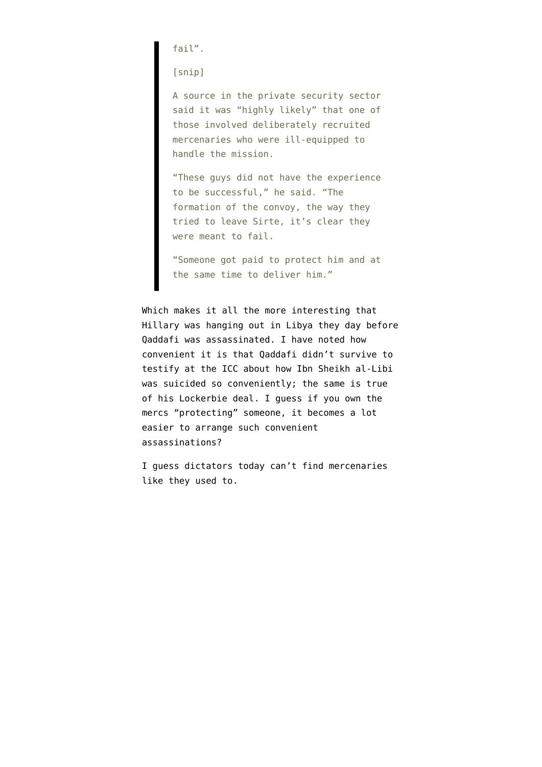> fail”.
>
> [snip]
>
> A source in the private security sector said it was “highly likely” that one of those involved deliberately recruited mercenaries who were ill-equipped to handle the mission.
>
> “These guys did not have the experience to be successful,” he said. “The formation of the convoy, the way they tried to leave Sirte, it’s clear they were meant to fail.
>
> “Someone got paid to protect him and at the same time to deliver him.”

Which makes it all the more interesting that Hillary was hanging out in Libya they day before Qaddafi was assassinated. I have noted how convenient it is that Qaddafi didn’t survive to testify at the ICC about how Ibn Sheikh al-Libi was suicided so conveniently; the same is true of his Lockerbie deal. I guess if you own the mercs “protecting” someone, it becomes a lot easier to arrange such convenient assassinations?

I guess dictators today can’t find mercenaries like they used to.